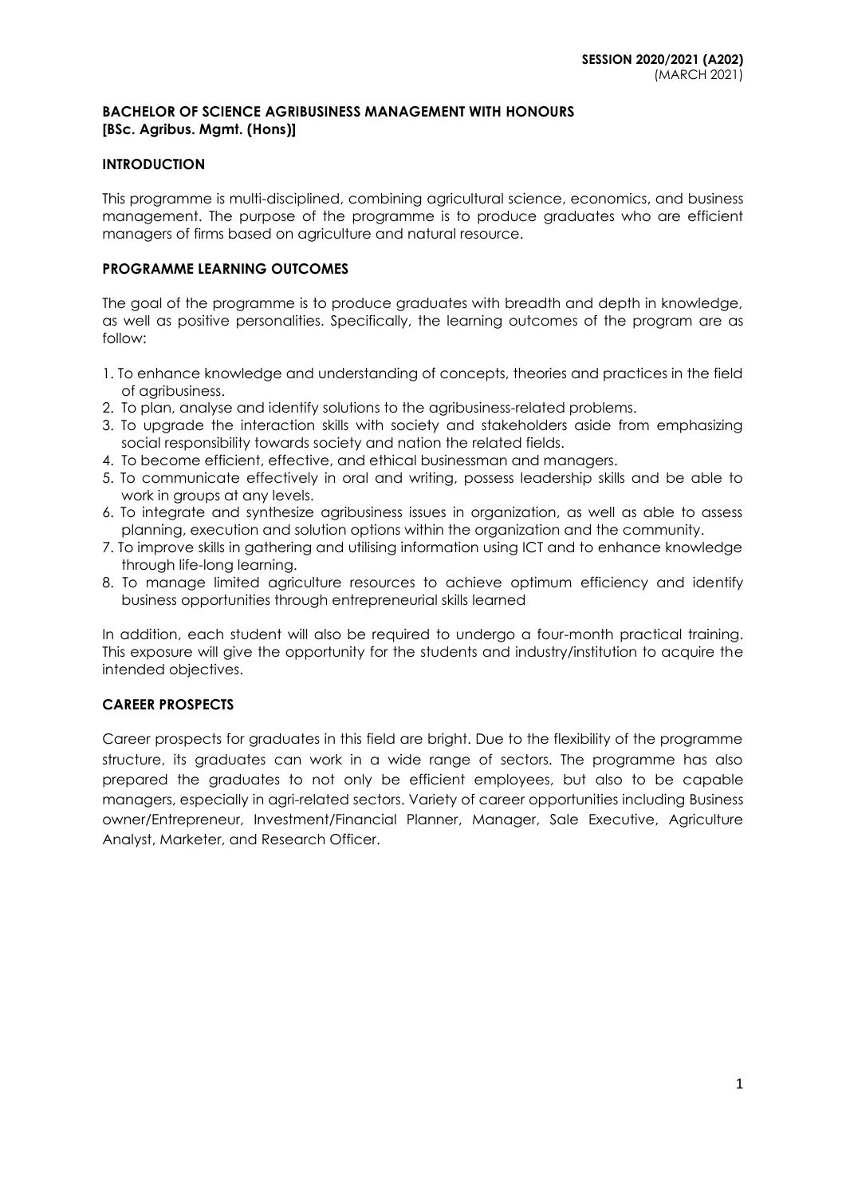**SESSION 2020/2021 (A202)**
(MARCH 2021)

**BACHELOR OF SCIENCE AGRIBUSINESS MANAGEMENT WITH HONOURS**
**[BSc. Agribus. Mgmt. (Hons)]**

## INTRODUCTION

This programme is multi-disciplined, combining agricultural science, economics, and business management. The purpose of the programme is to produce graduates who are efficient managers of firms based on agriculture and natural resource.

## PROGRAMME LEARNING OUTCOMES

The goal of the programme is to produce graduates with breadth and depth in knowledge, as well as positive personalities. Specifically, the learning outcomes of the program are as follow:

1. To enhance knowledge and understanding of concepts, theories and practices in the field of agribusiness.
2. To plan, analyse and identify solutions to the agribusiness-related problems.
3. To upgrade the interaction skills with society and stakeholders aside from emphasizing social responsibility towards society and nation the related fields.
4. To become efficient, effective, and ethical businessman and managers.
5. To communicate effectively in oral and writing, possess leadership skills and be able to work in groups at any levels.
6. To integrate and synthesize agribusiness issues in organization, as well as able to assess planning, execution and solution options within the organization and the community.
7. To improve skills in gathering and utilising information using ICT and to enhance knowledge through life-long learning.
8. To manage limited agriculture resources to achieve optimum efficiency and identify business opportunities through entrepreneurial skills learned

In addition, each student will also be required to undergo a four-month practical training. This exposure will give the opportunity for the students and industry/institution to acquire the intended objectives.

## CAREER PROSPECTS

Career prospects for graduates in this field are bright. Due to the flexibility of the programme structure, its graduates can work in a wide range of sectors. The programme has also prepared the graduates to not only be efficient employees, but also to be capable managers, especially in agri-related sectors. Variety of career opportunities including Business owner/Entrepreneur, Investment/Financial Planner, Manager, Sale Executive, Agriculture Analyst, Marketer, and Research Officer.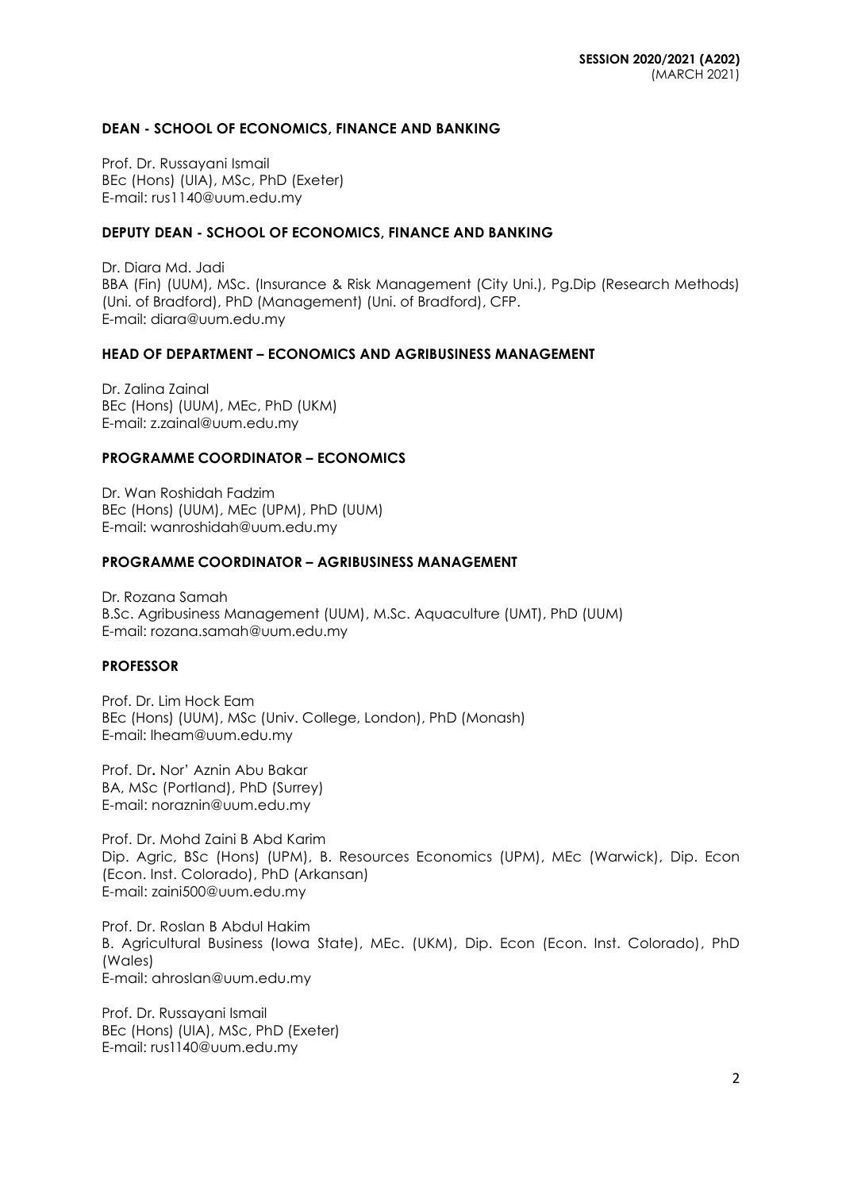SESSION 2020/2021 (A202)
(MARCH 2021)

### DEAN - SCHOOL OF ECONOMICS, FINANCE AND BANKING

Prof. Dr. Russayani Ismail
BEc (Hons) (UIA), MSc, PhD (Exeter)
E-mail: rus1140@uum.edu.my

### DEPUTY DEAN - SCHOOL OF ECONOMICS, FINANCE AND BANKING

Dr. Diara Md. Jadi
BBA (Fin) (UUM), MSc. (Insurance & Risk Management (City Uni.), Pg.Dip (Research Methods) (Uni. of Bradford), PhD (Management) (Uni. of Bradford), CFP.
E-mail: diara@uum.edu.my

### HEAD OF DEPARTMENT – ECONOMICS AND AGRIBUSINESS MANAGEMENT

Dr. Zalina Zainal
BEc (Hons) (UUM), MEc, PhD (UKM)
E-mail: z.zainal@uum.edu.my

### PROGRAMME COORDINATOR – ECONOMICS

Dr. Wan Roshidah Fadzim
BEc (Hons) (UUM), MEc (UPM), PhD (UUM)
E-mail: wanroshidah@uum.edu.my

### PROGRAMME COORDINATOR – AGRIBUSINESS MANAGEMENT

Dr. Rozana Samah
B.Sc. Agribusiness Management (UUM), M.Sc. Aquaculture (UMT), PhD (UUM)
E-mail: rozana.samah@uum.edu.my

### PROFESSOR

Prof. Dr. Lim Hock Eam
BEc (Hons) (UUM), MSc (Univ. College, London), PhD (Monash)
E-mail: lheam@uum.edu.my

Prof. Dr**.** Nor' Aznin Abu Bakar
BA, MSc (Portland), PhD (Surrey)
E-mail: noraznin@uum.edu.my

Prof. Dr. Mohd Zaini B Abd Karim
Dip. Agric, BSc (Hons) (UPM), B. Resources Economics (UPM), MEc (Warwick), Dip. Econ (Econ. Inst. Colorado), PhD (Arkansan)
E-mail: zaini500@uum.edu.my

Prof. Dr. Roslan B Abdul Hakim
B. Agricultural Business (Iowa State), MEc. (UKM), Dip. Econ (Econ. Inst. Colorado), PhD (Wales)
E-mail: ahroslan@uum.edu.my

Prof. Dr. Russayani Ismail
BEc (Hons) (UIA), MSc, PhD (Exeter)
E-mail: rus1140@uum.edu.my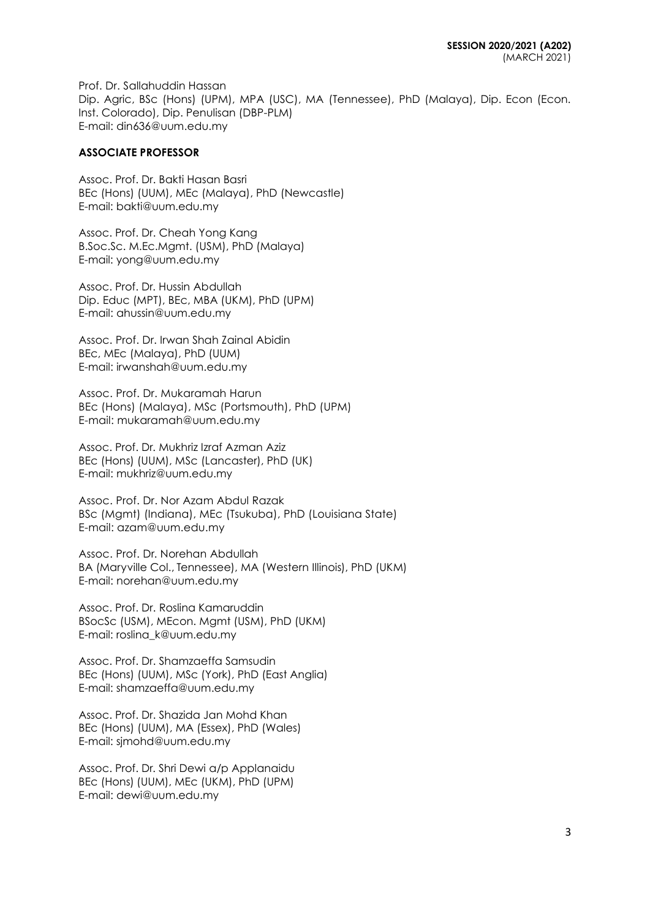Prof. Dr. Sallahuddin Hassan
Dip. Agric, BSc (Hons) (UPM), MPA (USC), MA (Tennessee), PhD (Malaya), Dip. Econ (Econ. Inst. Colorado), Dip. Penulisan (DBP-PLM)
E-mail: din636@uum.edu.my

**ASSOCIATE PROFESSOR**

Assoc. Prof. Dr. Bakti Hasan Basri
BEc (Hons) (UUM), MEc (Malaya), PhD (Newcastle)
E-mail: bakti@uum.edu.my

Assoc. Prof. Dr. Cheah Yong Kang
B.Soc.Sc. M.Ec.Mgmt. (USM), PhD (Malaya)
E-mail: yong@uum.edu.my

Assoc. Prof. Dr. Hussin Abdullah
Dip. Educ (MPT), BEc, MBA (UKM), PhD (UPM)
E-mail: ahussin@uum.edu.my

Assoc. Prof. Dr. Irwan Shah Zainal Abidin
BEc, MEc (Malaya), PhD (UUM)
E-mail: irwanshah@uum.edu.my

Assoc. Prof. Dr. Mukaramah Harun
BEc (Hons) (Malaya), MSc (Portsmouth), PhD (UPM)
E-mail: mukaramah@uum.edu.my

Assoc. Prof. Dr. Mukhriz Izraf Azman Aziz
BEc (Hons) (UUM), MSc (Lancaster), PhD (UK)
E-mail: mukhriz@uum.edu.my

Assoc. Prof. Dr. Nor Azam Abdul Razak
BSc (Mgmt) (Indiana), MEc (Tsukuba), PhD (Louisiana State)
E-mail: azam@uum.edu.my

Assoc. Prof. Dr. Norehan Abdullah
BA (Maryville Col., Tennessee), MA (Western Illinois), PhD (UKM)
E-mail: norehan@uum.edu.my

Assoc. Prof. Dr. Roslina Kamaruddin
BSocSc (USM), MEcon. Mgmt (USM), PhD (UKM)
E-mail: roslina_k@uum.edu.my

Assoc. Prof. Dr. Shamzaeffa Samsudin
BEc (Hons) (UUM), MSc (York), PhD (East Anglia)
E-mail: shamzaeffa@uum.edu.my

Assoc. Prof. Dr. Shazida Jan Mohd Khan
BEc (Hons) (UUM), MA (Essex), PhD (Wales)
E-mail: sjmohd@uum.edu.my

Assoc. Prof. Dr. Shri Dewi a/p Applanaidu
BEc (Hons) (UUM), MEc (UKM), PhD (UPM)
E-mail: dewi@uum.edu.my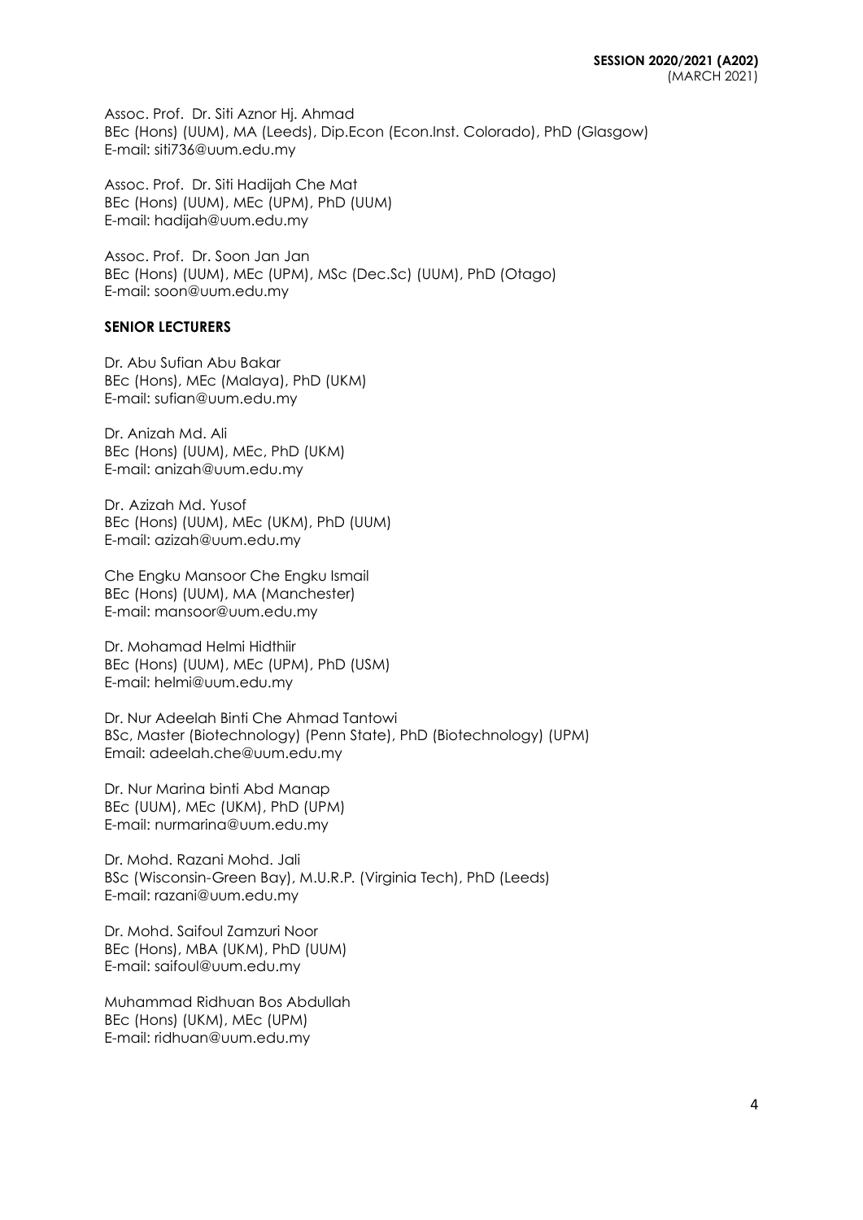Assoc. Prof. Dr. Siti Aznor Hj. Ahmad
BEc (Hons) (UUM), MA (Leeds), Dip.Econ (Econ.Inst. Colorado), PhD (Glasgow)
E-mail: siti736@uum.edu.my

Assoc. Prof. Dr. Siti Hadijah Che Mat
BEc (Hons) (UUM), MEc (UPM), PhD (UUM)
E-mail: hadijah@uum.edu.my

Assoc. Prof. Dr. Soon Jan Jan
BEc (Hons) (UUM), MEc (UPM), MSc (Dec.Sc) (UUM), PhD (Otago)
E-mail: soon@uum.edu.my

**SENIOR LECTURERS**

Dr. Abu Sufian Abu Bakar
BEc (Hons), MEc (Malaya), PhD (UKM)
E-mail: sufian@uum.edu.my

Dr. Anizah Md. Ali
BEc (Hons) (UUM), MEc, PhD (UKM)
E-mail: anizah@uum.edu.my

Dr. Azizah Md. Yusof
BEc (Hons) (UUM), MEc (UKM), PhD (UUM)
E-mail: azizah@uum.edu.my

Che Engku Mansoor Che Engku Ismail
BEc (Hons) (UUM), MA (Manchester)
E-mail: mansoor@uum.edu.my

Dr. Mohamad Helmi Hidthiir
BEc (Hons) (UUM), MEc (UPM), PhD (USM)
E-mail: helmi@uum.edu.my

Dr. Nur Adeelah Binti Che Ahmad Tantowi
BSc, Master (Biotechnology) (Penn State), PhD (Biotechnology) (UPM)
Email: adeelah.che@uum.edu.my

Dr. Nur Marina binti Abd Manap
BEc (UUM), MEc (UKM), PhD (UPM)
E-mail: nurmarina@uum.edu.my

Dr. Mohd. Razani Mohd. Jali
BSc (Wisconsin-Green Bay), M.U.R.P. (Virginia Tech), PhD (Leeds)
E-mail: razani@uum.edu.my

Dr. Mohd. Saifoul Zamzuri Noor
BEc (Hons), MBA (UKM), PhD (UUM)
E-mail: saifoul@uum.edu.my

Muhammad Ridhuan Bos Abdullah
BEc (Hons) (UKM), MEc (UPM)
E-mail: ridhuan@uum.edu.my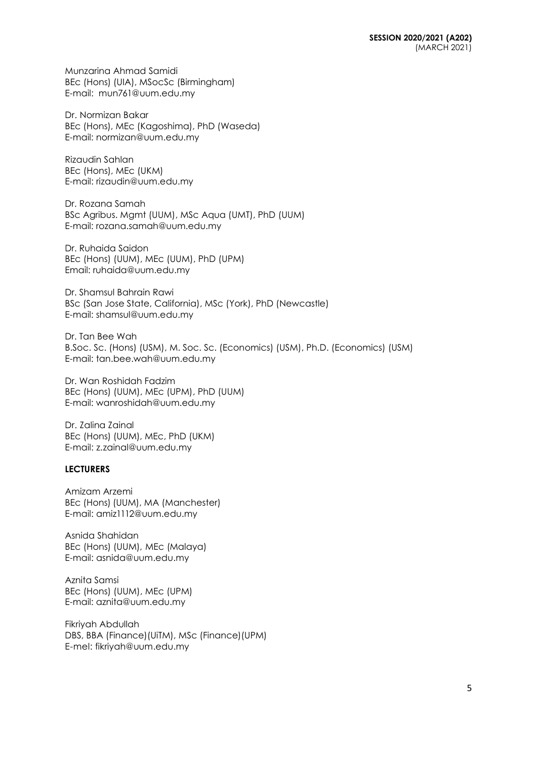Munzarina Ahmad Samidi
BEc (Hons) (UIA), MSocSc (Birmingham)
E-mail: mun761@uum.edu.my

Dr. Normizan Bakar
BEc (Hons), MEc (Kagoshima), PhD (Waseda)
E-mail: normizan@uum.edu.my

Rizaudin Sahlan
BEc (Hons), MEc (UKM)
E-mail: rizaudin@uum.edu.my

Dr. Rozana Samah
BSc Agribus. Mgmt (UUM), MSc Aqua (UMT), PhD (UUM)
E-mail: rozana.samah@uum.edu.my

Dr. Ruhaida Saidon
BEc (Hons) (UUM), MEc (UUM), PhD (UPM)
Email: ruhaida@uum.edu.my

Dr. Shamsul Bahrain Rawi
BSc (San Jose State, California), MSc (York), PhD (Newcastle)
E-mail: shamsul@uum.edu.my

Dr. Tan Bee Wah
B.Soc. Sc. (Hons) (USM), M. Soc. Sc. (Economics) (USM), Ph.D. (Economics) (USM)
E-mail: tan.bee.wah@uum.edu.my

Dr. Wan Roshidah Fadzim
BEc (Hons) (UUM), MEc (UPM), PhD (UUM)
E-mail: wanroshidah@uum.edu.my

Dr. Zalina Zainal
BEc (Hons) (UUM), MEc, PhD (UKM)
E-mail: z.zainal@uum.edu.my

**LECTURERS**

Amizam Arzemi
BEc (Hons) (UUM), MA (Manchester)
E-mail: amiz1112@uum.edu.my

Asnida Shahidan
BEc (Hons) (UUM), MEc (Malaya)
E-mail: asnida@uum.edu.my

Aznita Samsi
BEc (Hons) (UUM), MEc (UPM)
E-mail: aznita@uum.edu.my

Fikriyah Abdullah
DBS, BBA (Finance)(UiTM), MSc (Finance)(UPM)
E-mel: fikriyah@uum.edu.my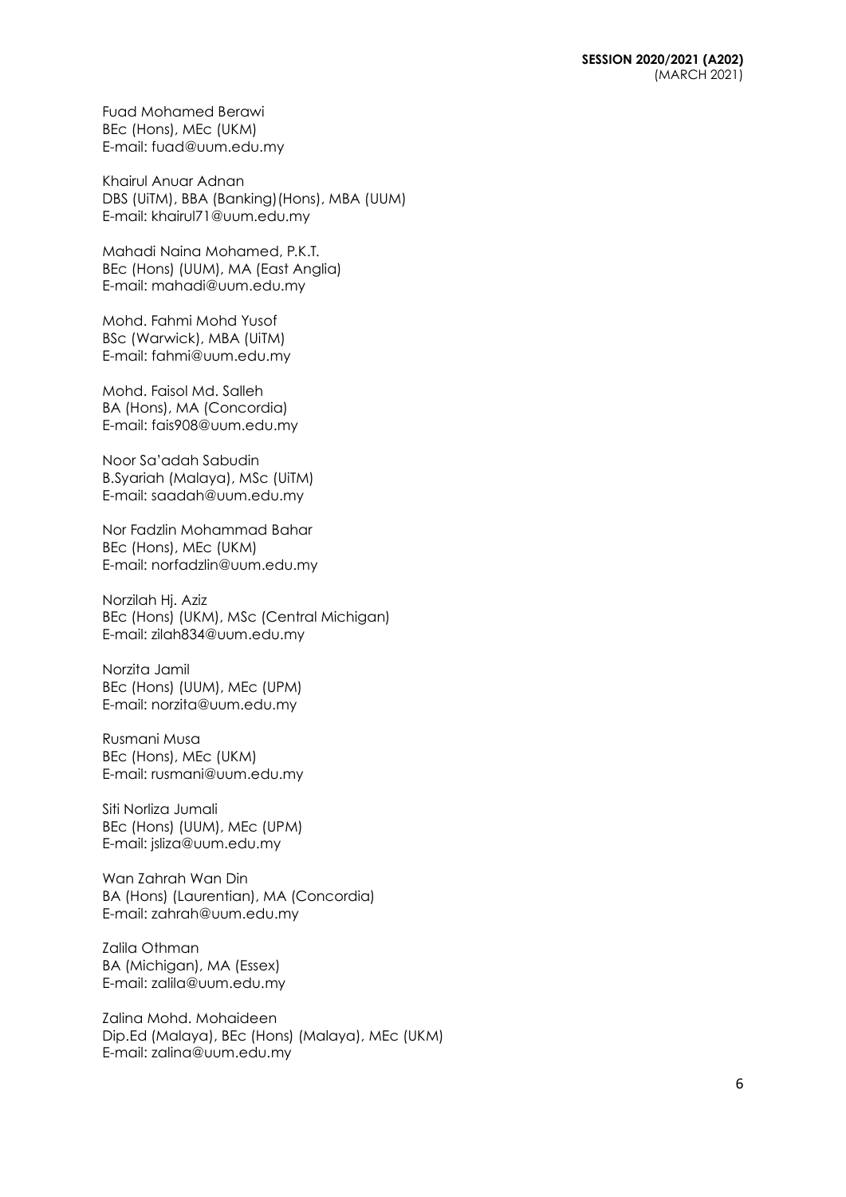Fuad Mohamed Berawi
BEc (Hons), MEc (UKM)
E-mail: fuad@uum.edu.my

Khairul Anuar Adnan
DBS (UiTM), BBA (Banking)(Hons), MBA (UUM)
E-mail: khairul71@uum.edu.my

Mahadi Naina Mohamed, P.K.T.
BEc (Hons) (UUM), MA (East Anglia)
E-mail: mahadi@uum.edu.my

Mohd. Fahmi Mohd Yusof
BSc (Warwick), MBA (UiTM)
E-mail: fahmi@uum.edu.my

Mohd. Faisol Md. Salleh
BA (Hons), MA (Concordia)
E-mail: fais908@uum.edu.my

Noor Sa'adah Sabudin
B.Syariah (Malaya), MSc (UiTM)
E-mail: saadah@uum.edu.my

Nor Fadzlin Mohammad Bahar
BEc (Hons), MEc (UKM)
E-mail: norfadzlin@uum.edu.my

Norzilah Hj. Aziz
BEc (Hons) (UKM), MSc (Central Michigan)
E-mail: zilah834@uum.edu.my

Norzita Jamil
BEc (Hons) (UUM), MEc (UPM)
E-mail: norzita@uum.edu.my

Rusmani Musa
BEc (Hons), MEc (UKM)
E-mail: rusmani@uum.edu.my

Siti Norliza Jumali
BEc (Hons) (UUM), MEc (UPM)
E-mail: jsliza@uum.edu.my

Wan Zahrah Wan Din
BA (Hons) (Laurentian), MA (Concordia)
E-mail: zahrah@uum.edu.my

Zalila Othman
BA (Michigan), MA (Essex)
E-mail: zalila@uum.edu.my

Zalina Mohd. Mohaideen
Dip.Ed (Malaya), BEc (Hons) (Malaya), MEc (UKM)
E-mail: zalina@uum.edu.my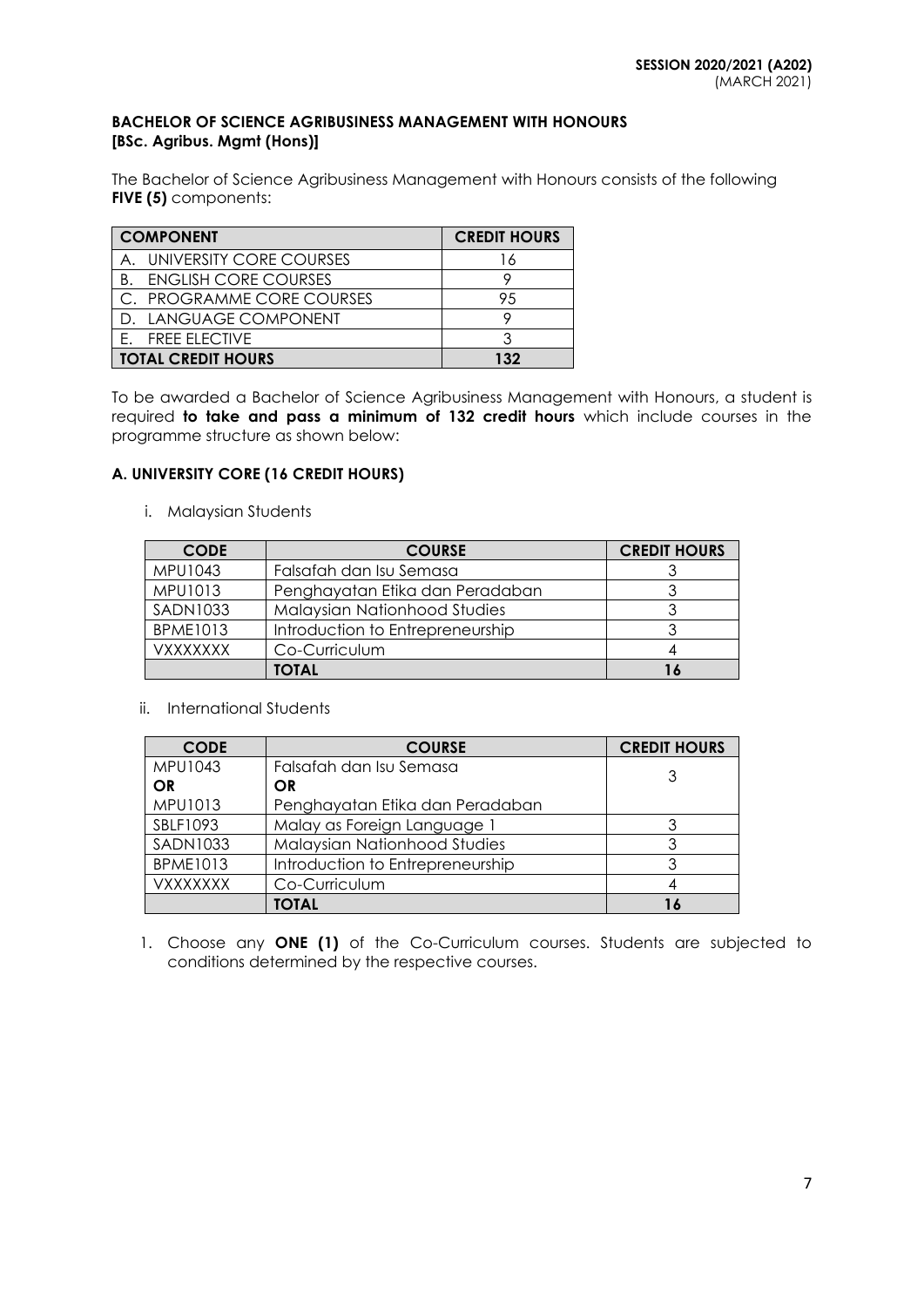**SESSION 2020/2021 (A202)**
(MARCH 2021)

## BACHELOR OF SCIENCE AGRIBUSINESS MANAGEMENT WITH HONOURS [BSc. Agribus. Mgmt (Hons)]

The Bachelor of Science Agribusiness Management with Honours consists of the following **FIVE (5)** components:

| COMPONENT | CREDIT HOURS |
|---|---|
| A. UNIVERSITY CORE COURSES | 16 |
| B. ENGLISH CORE COURSES | 9 |
| C. PROGRAMME CORE COURSES | 95 |
| D. LANGUAGE COMPONENT | 9 |
| E. FREE ELECTIVE | 3 |
| **TOTAL CREDIT HOURS** | **132** |

To be awarded a Bachelor of Science Agribusiness Management with Honours, a student is required **to take and pass a minimum of 132 credit hours** which include courses in the programme structure as shown below:

### A. UNIVERSITY CORE (16 CREDIT HOURS)

i. Malaysian Students

| CODE | COURSE | CREDIT HOURS |
|---|---|---|
| MPU1043 | Falsafah dan Isu Semasa | 3 |
| MPU1013 | Penghayatan Etika dan Peradaban | 3 |
| SADN1033 | Malaysian Nationhood Studies | 3 |
| BPME1013 | Introduction to Entrepreneurship | 3 |
| VXXXXXXX | Co-Curriculum | 4 |
| | **TOTAL** | **16** |

ii. International Students

| CODE | COURSE | CREDIT HOURS |
|---|---|---|
| MPU1043 **OR** MPU1013 | Falsafah dan Isu Semasa **OR** Penghayatan Etika dan Peradaban | 3 |
| SBLF1093 | Malay as Foreign Language 1 | 3 |
| SADN1033 | Malaysian Nationhood Studies | 3 |
| BPME1013 | Introduction to Entrepreneurship | 3 |
| VXXXXXXX | Co-Curriculum | 4 |
| | **TOTAL** | **16** |

1. Choose any **ONE (1)** of the Co-Curriculum courses. Students are subjected to conditions determined by the respective courses.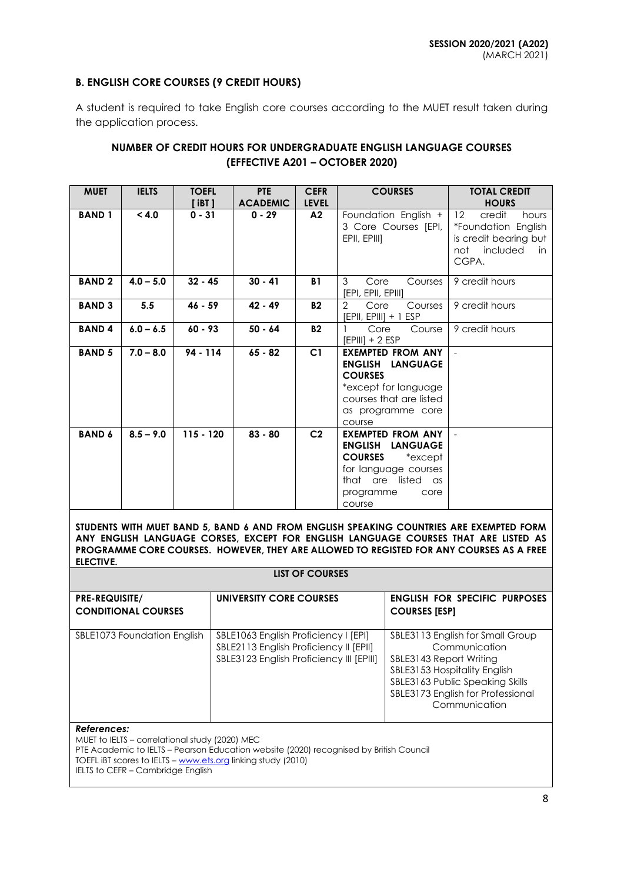**B. ENGLISH CORE COURSES (9 CREDIT HOURS)**

A student is required to take English core courses according to the MUET result taken during the application process.

**NUMBER OF CREDIT HOURS FOR UNDERGRADUATE ENGLISH LANGUAGE COURSES (EFFECTIVE A201 – OCTOBER 2020)**

| MUET | IELTS | TOEFL [ iBT ] | PTE ACADEMIC | CEFR LEVEL | COURSES | TOTAL CREDIT HOURS |
|---|---|---|---|---|---|---|
| **BAND 1** | **< 4.0** | **0 - 31** | **0 - 29** | **A2** | Foundation English + 3 Core Courses [EPI, EPII, EPIII] | 12 credit hours *Foundation English is credit bearing but not included in CGPA. |
| **BAND 2** | **4.0 – 5.0** | **32 - 45** | **30 - 41** | **B1** | 3 Core Courses [EPI, EPII, EPIII] | 9 credit hours |
| **BAND 3** | **5.5** | **46 - 59** | **42 - 49** | **B2** | 2 Core Courses [EPII, EPIII] + 1 ESP | 9 credit hours |
| **BAND 4** | **6.0 – 6.5** | **60 - 93** | **50 - 64** | **B2** | 1 Core Course [EPIII] + 2 ESP | 9 credit hours |
| **BAND 5** | **7.0 – 8.0** | **94 - 114** | **65 - 82** | **C1** | **EXEMPTED FROM ANY ENGLISH LANGUAGE COURSES** *except for language courses that are listed as programme core course | - |
| **BAND 6** | **8.5 – 9.0** | **115 - 120** | **83 - 80** | **C2** | **EXEMPTED FROM ANY ENGLISH LANGUAGE COURSES** *except for language courses that are listed as programme core course | - |

**STUDENTS WITH MUET BAND 5, BAND 6 AND FROM ENGLISH SPEAKING COUNTRIES ARE EXEMPTED FORM ANY ENGLISH LANGUAGE CORSES, EXCEPT FOR ENGLISH LANGUAGE COURSES THAT ARE LISTED AS PROGRAMME CORE COURSES. HOWEVER, THEY ARE ALLOWED TO REGISTED FOR ANY COURSES AS A FREE ELECTIVE.**

**LIST OF COURSES**

| PRE-REQUISITE/ CONDITIONAL COURSES | UNIVERSITY CORE COURSES | ENGLISH FOR SPECIFIC PURPOSES COURSES [ESP] |
|---|---|---|
| SBLE1073 Foundation English | SBLE1063 English Proficiency I [EPI]<br>SBLE2113 English Proficiency II [EPII]<br>SBLE3123 English Proficiency III [EPIII] | SBLE3113 English for Small Group Communication<br>SBLE3143 Report Writing<br>SBLE3153 Hospitality English<br>SBLE3163 Public Speaking Skills<br>SBLE3173 English for Professional Communication |

***References:***

MUET to IELTS – correlational study (2020) MEC
PTE Academic to IELTS – Pearson Education website (2020) recognised by British Council
TOEFL iBT scores to IELTS – www.ets.org linking study (2010)
IELTS to CEFR – Cambridge English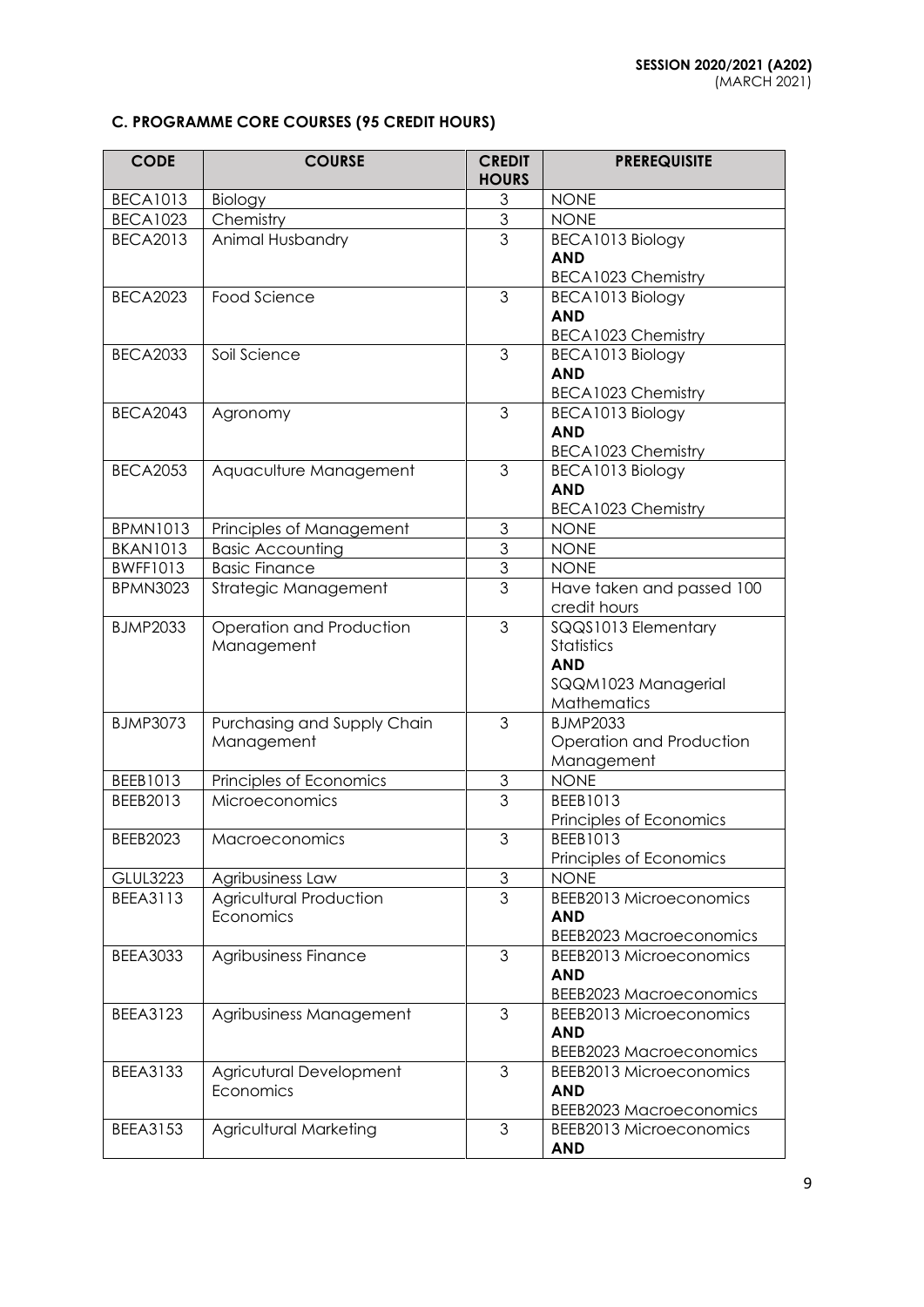## C. PROGRAMME CORE COURSES (95 CREDIT HOURS)

| CODE | COURSE | CREDIT HOURS | PREREQUISITE |
|---|---|---|---|
| BECA1013 | Biology | 3 | NONE |
| BECA1023 | Chemistry | 3 | NONE |
| BECA2013 | Animal Husbandry | 3 | BECA1013 Biology **AND** BECA1023 Chemistry |
| BECA2023 | Food Science | 3 | BECA1013 Biology **AND** BECA1023 Chemistry |
| BECA2033 | Soil Science | 3 | BECA1013 Biology **AND** BECA1023 Chemistry |
| BECA2043 | Agronomy | 3 | BECA1013 Biology **AND** BECA1023 Chemistry |
| BECA2053 | Aquaculture Management | 3 | BECA1013 Biology **AND** BECA1023 Chemistry |
| BPMN1013 | Principles of Management | 3 | NONE |
| BKAN1013 | Basic Accounting | 3 | NONE |
| BWFF1013 | Basic Finance | 3 | NONE |
| BPMN3023 | Strategic Management | 3 | Have taken and passed 100 credit hours |
| BJMP2033 | Operation and Production Management | 3 | SQQS1013 Elementary Statistics **AND** SQQM1023 Managerial Mathematics |
| BJMP3073 | Purchasing and Supply Chain Management | 3 | BJMP2033 Operation and Production Management |
| BEEB1013 | Principles of Economics | 3 | NONE |
| BEEB2013 | Microeconomics | 3 | BEEB1013 Principles of Economics |
| BEEB2023 | Macroeconomics | 3 | BEEB1013 Principles of Economics |
| GLUL3223 | Agribusiness Law | 3 | NONE |
| BEEA3113 | Agricultural Production Economics | 3 | BEEB2013 Microeconomics **AND** BEEB2023 Macroeconomics |
| BEEA3033 | Agribusiness Finance | 3 | BEEB2013 Microeconomics **AND** BEEB2023 Macroeconomics |
| BEEA3123 | Agribusiness Management | 3 | BEEB2013 Microeconomics **AND** BEEB2023 Macroeconomics |
| BEEA3133 | Agricutural Development Economics | 3 | BEEB2013 Microeconomics **AND** BEEB2023 Macroeconomics |
| BEEA3153 | Agricultural Marketing | 3 | BEEB2013 Microeconomics **AND** |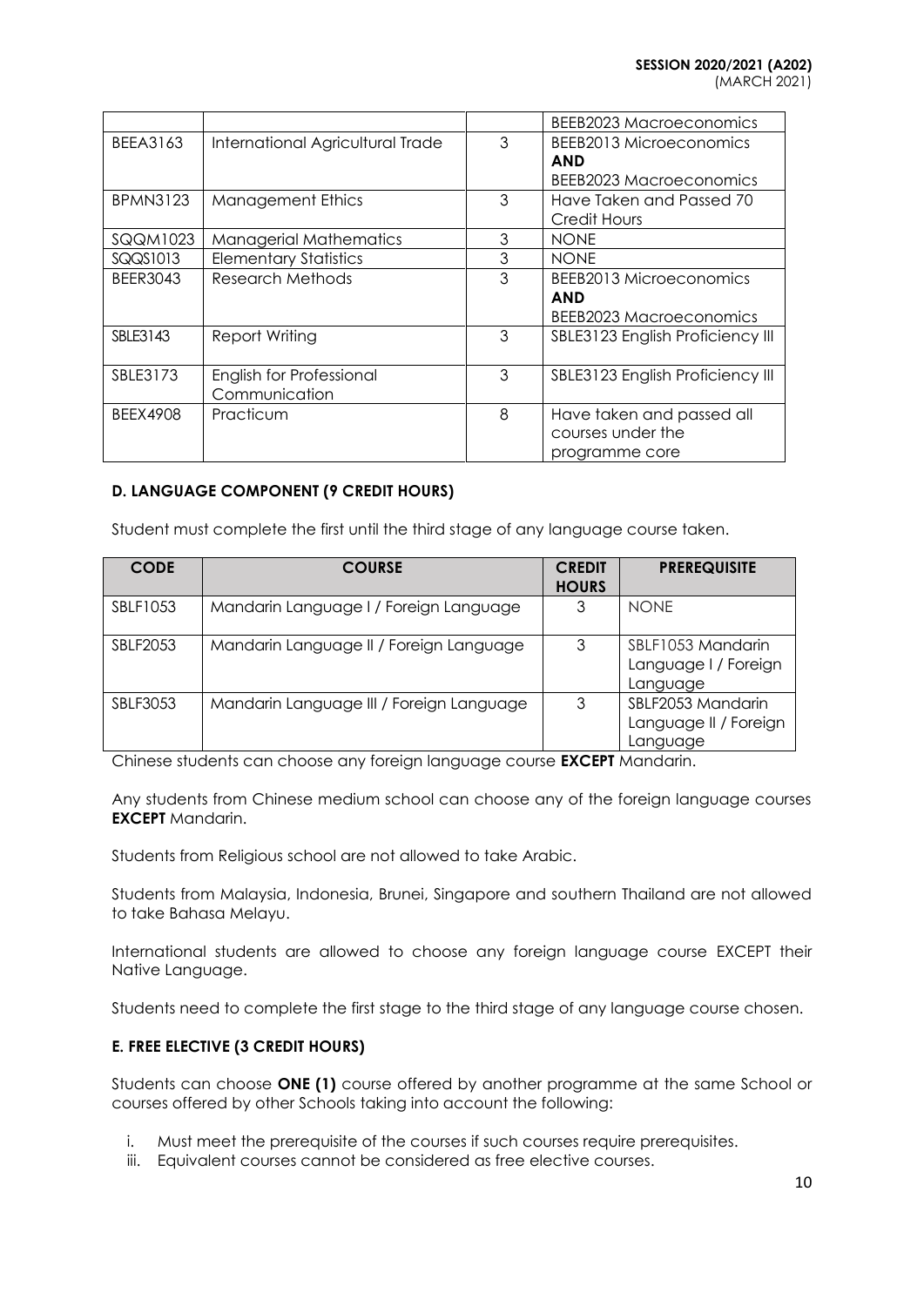| | | | BEEB2023 Macroeconomics |
|---|---|---|---|
| BEEA3163 | International Agricultural Trade | 3 | BEEB2013 Microeconomics **AND** BEEB2023 Macroeconomics |
| BPMN3123 | Management Ethics | 3 | Have Taken and Passed 70 Credit Hours |
| SQQM1023 | Managerial Mathematics | 3 | NONE |
| SQQS1013 | Elementary Statistics | 3 | NONE |
| BEER3043 | Research Methods | 3 | BEEB2013 Microeconomics **AND** BEEB2023 Macroeconomics |
| SBLE3143 | Report Writing | 3 | SBLE3123 English Proficiency III |
| SBLE3173 | English for Professional Communication | 3 | SBLE3123 English Proficiency III |
| BEEX4908 | Practicum | 8 | Have taken and passed all courses under the programme core |

### D. LANGUAGE COMPONENT (9 CREDIT HOURS)

Student must complete the first until the third stage of any language course taken.

| CODE | COURSE | CREDIT HOURS | PREREQUISITE |
|---|---|---|---|
| SBLF1053 | Mandarin Language I / Foreign Language | 3 | NONE |
| SBLF2053 | Mandarin Language II / Foreign Language | 3 | SBLF1053 Mandarin Language I / Foreign Language |
| SBLF3053 | Mandarin Language III / Foreign Language | 3 | SBLF2053 Mandarin Language II / Foreign Language |

Chinese students can choose any foreign language course **EXCEPT** Mandarin.

Any students from Chinese medium school can choose any of the foreign language courses **EXCEPT** Mandarin.

Students from Religious school are not allowed to take Arabic.

Students from Malaysia, Indonesia, Brunei, Singapore and southern Thailand are not allowed to take Bahasa Melayu.

International students are allowed to choose any foreign language course EXCEPT their Native Language.

Students need to complete the first stage to the third stage of any language course chosen.

### E. FREE ELECTIVE (3 CREDIT HOURS)

Students can choose **ONE (1)** course offered by another programme at the same School or courses offered by other Schools taking into account the following:

i. Must meet the prerequisite of the courses if such courses require prerequisites.
iii. Equivalent courses cannot be considered as free elective courses.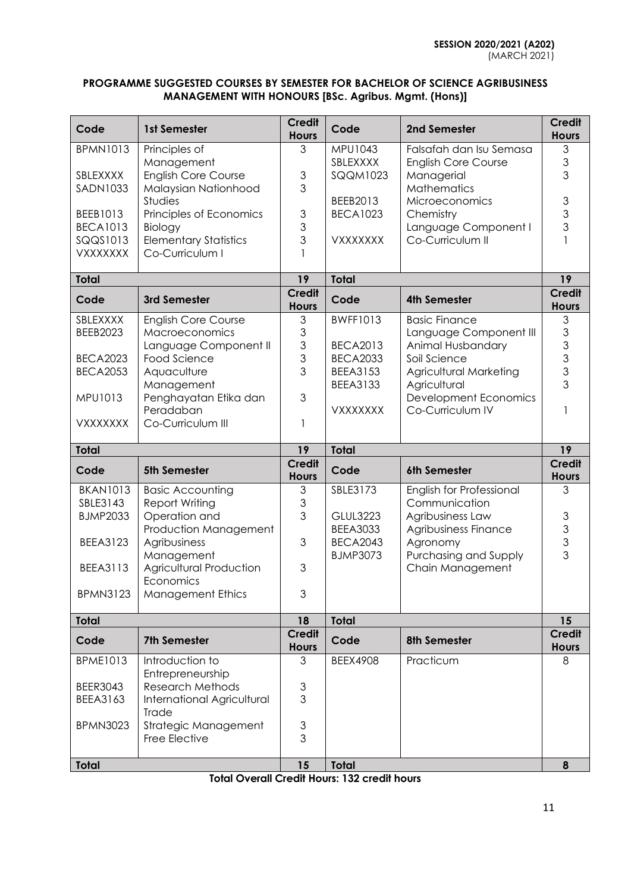**SESSION 2020/2021 (A202)**
(MARCH 2021)

**PROGRAMME SUGGESTED COURSES BY SEMESTER FOR BACHELOR OF SCIENCE AGRIBUSINESS MANAGEMENT WITH HONOURS [BSc. Agribus. Mgmt. (Hons)]**

| Code | 1st Semester | Credit Hours | Code | 2nd Semester | Credit Hours |
|---|---|---|---|---|---|
| BPMN1013 | Principles of Management | 3 | MPU1043 | Falsafah dan Isu Semasa | 3 |
| SBLEXXXX | English Core Course | 3 | SBLEXXXX | English Core Course | 3 |
| SADN1033 | Malaysian Nationhood Studies | 3 | SQQM1023 | Managerial Mathematics | 3 |
| BEEB1013 | Principles of Economics | 3 | BEEB2013 | Microeconomics | 3 |
| BECA1013 | Biology | 3 | BECA1023 | Chemistry | 3 |
| SQQS1013 | Elementary Statistics | 3 | | Language Component I | 3 |
| VXXXXXXX | Co-Curriculum I | 1 | VXXXXXXX | Co-Curriculum II | 1 |
| **Total** | | **19** | **Total** | | **19** |
| **Code** | **3rd Semester** | **Credit Hours** | **Code** | **4th Semester** | **Credit Hours** |
| SBLEXXXX | English Core Course | 3 | BWFF1013 | Basic Finance | 3 |
| BEEB2023 | Macroeconomics | 3 | | Language Component III | 3 |
| | Language Component II | 3 | BECA2013 | Animal Husbandary | 3 |
| BECA2023 | Food Science | 3 | BECA2033 | Soil Science | 3 |
| BECA2053 | Aquaculture Management | 3 | BEEA3153 | Agricultural Marketing | 3 |
| MPU1013 | Penghayatan Etika dan Peradaban | 3 | BEEA3133 | Agricultural Development Economics | 3 |
| VXXXXXXX | Co-Curriculum III | 1 | VXXXXXXX | Co-Curriculum IV | 1 |
| **Total** | | **19** | **Total** | | **19** |
| **Code** | **5th Semester** | **Credit Hours** | **Code** | **6th Semester** | **Credit Hours** |
| BKAN1013 | Basic Accounting | 3 | SBLE3173 | English for Professional Communication | 3 |
| SBLE3143 | Report Writing | 3 | GLUL3223 | Agribusiness Law | 3 |
| BJMP2033 | Operation and Production Management | 3 | BEEA3033 | Agribusiness Finance | 3 |
| BEEA3123 | Agribusiness Management | 3 | BECA2043 | Agronomy | 3 |
| BEEA3113 | Agricultural Production Economics | 3 | BJMP3073 | Purchasing and Supply Chain Management | 3 |
| BPMN3123 | Management Ethics | 3 | | | |
| **Total** | | **18** | **Total** | | **15** |
| **Code** | **7th Semester** | **Credit Hours** | **Code** | **8th Semester** | **Credit Hours** |
| BPME1013 | Introduction to Entrepreneurship | 3 | BEEX4908 | Practicum | 8 |
| BEER3043 | Research Methods | 3 | | | |
| BEEA3163 | International Agricultural Trade | 3 | | | |
| BPMN3023 | Strategic Management | 3 | | | |
| | Free Elective | 3 | | | |
| **Total** | | **15** | **Total** | | **8** |

**Total Overall Credit Hours: 132 credit hours**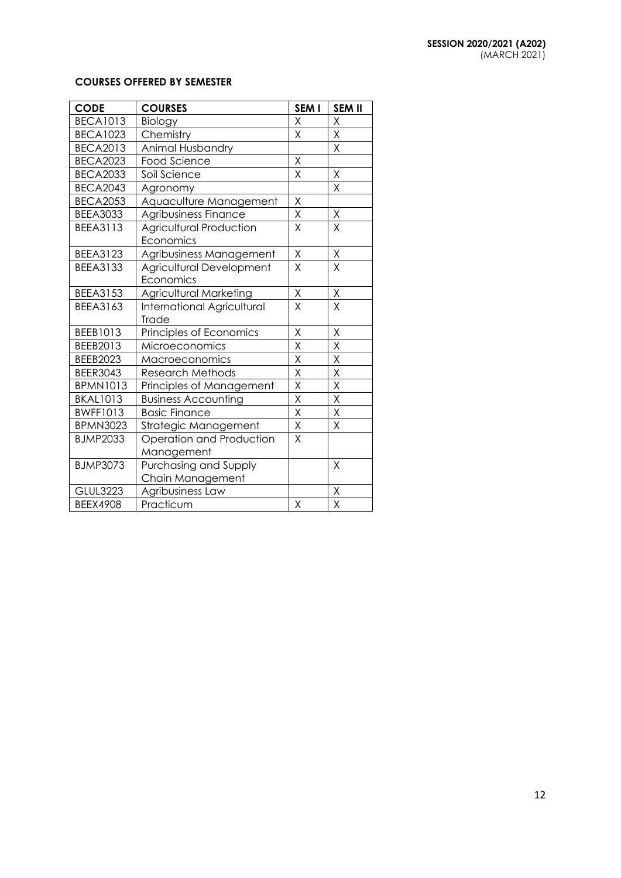**SESSION 2020/2021 (A202)**
(MARCH 2021)

**COURSES OFFERED BY SEMESTER**

| CODE | COURSES | SEM I | SEM II |
|---|---|---|---|
| BECA1013 | Biology | X | X |
| BECA1023 | Chemistry | X | X |
| BECA2013 | Animal Husbandry | | X |
| BECA2023 | Food Science | X | |
| BECA2033 | Soil Science | X | X |
| BECA2043 | Agronomy | | X |
| BECA2053 | Aquaculture Management | X | |
| BEEA3033 | Agribusiness Finance | X | X |
| BEEA3113 | Agricultural Production Economics | X | X |
| BEEA3123 | Agribusiness Management | X | X |
| BEEA3133 | Agricultural Development Economics | X | X |
| BEEA3153 | Agricultural Marketing | X | X |
| BEEA3163 | International Agricultural Trade | X | X |
| BEEB1013 | Principles of Economics | X | X |
| BEEB2013 | Microeconomics | X | X |
| BEEB2023 | Macroeconomics | X | X |
| BEER3043 | Research Methods | X | X |
| BPMN1013 | Principles of Management | X | X |
| BKAL1013 | Business Accounting | X | X |
| BWFF1013 | Basic Finance | X | X |
| BPMN3023 | Strategic Management | X | X |
| BJMP2033 | Operation and Production Management | X | |
| BJMP3073 | Purchasing and Supply Chain Management | | X |
| GLUL3223 | Agribusiness Law | | X |
| BEEX4908 | Practicum | X | X |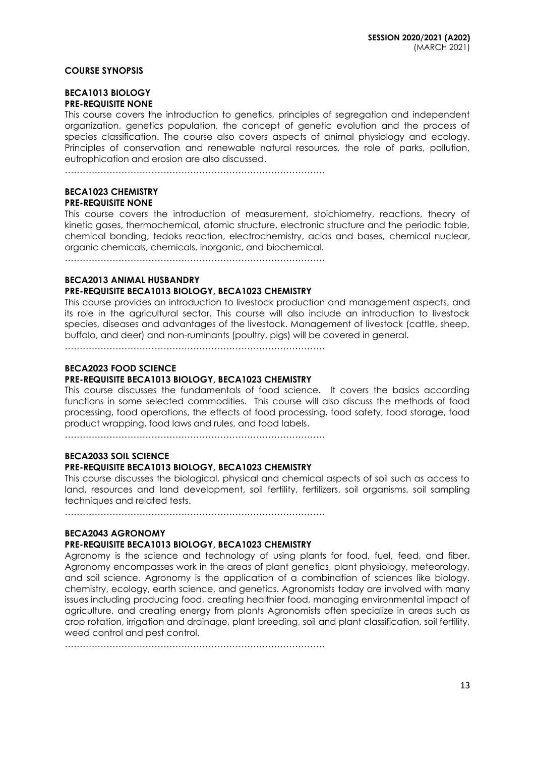**COURSE SYNOPSIS**

**BECA1013 BIOLOGY**
**PRE-REQUISITE NONE**

This course covers the introduction to genetics, principles of segregation and independent organization, genetics population, the concept of genetic evolution and the process of species classification. The course also covers aspects of animal physiology and ecology. Principles of conservation and renewable natural resources, the role of parks, pollution, eutrophication and erosion are also discussed.

……………………………………………………………………………

**BECA1023 CHEMISTRY**
**PRE-REQUISITE NONE**

This course covers the introduction of measurement, stoichiometry, reactions, theory of kinetic gases, thermochemical, atomic structure, electronic structure and the periodic table, chemical bonding, tedoks reaction, electrochemistry, acids and bases, chemical nuclear, organic chemicals, chemicals, inorganic, and biochemical.

……………………………………………………………………………

**BECA2013 ANIMAL HUSBANDRY**
**PRE-REQUISITE BECA1013 BIOLOGY, BECA1023 CHEMISTRY**

This course provides an introduction to livestock production and management aspects, and its role in the agricultural sector. This course will also include an introduction to livestock species, diseases and advantages of the livestock. Management of livestock (cattle, sheep, buffalo, and deer) and non-ruminants (poultry, pigs) will be covered in general.

……………………………………………………………………………

**BECA2023 FOOD SCIENCE**
**PRE-REQUISITE BECA1013 BIOLOGY, BECA1023 CHEMISTRY**

This course discusses the fundamentals of food science. It covers the basics according functions in some selected commodities. This course will also discuss the methods of food processing, food operations, the effects of food processing, food safety, food storage, food product wrapping, food laws and rules, and food labels.

……………………………………………………………………………

**BECA2033 SOIL SCIENCE**
**PRE-REQUISITE BECA1013 BIOLOGY, BECA1023 CHEMISTRY**

This course discusses the biological, physical and chemical aspects of soil such as access to land, resources and land development, soil fertility, fertilizers, soil organisms, soil sampling techniques and related tests.

……………………………………………………………………………

**BECA2043 AGRONOMY**
**PRE-REQUISITE BECA1013 BIOLOGY, BECA1023 CHEMISTRY**

Agronomy is the science and technology of using plants for food, fuel, feed, and fiber. Agronomy encompasses work in the areas of plant genetics, plant physiology, meteorology, and soil science. Agronomy is the application of a combination of sciences like biology, chemistry, ecology, earth science, and genetics. Agronomists today are involved with many issues including producing food, creating healthier food, managing environmental impact of agriculture, and creating energy from plants Agronomists often specialize in areas such as crop rotation, irrigation and drainage, plant breeding, soil and plant classification, soil fertility, weed control and pest control.

……………………………………………………………………………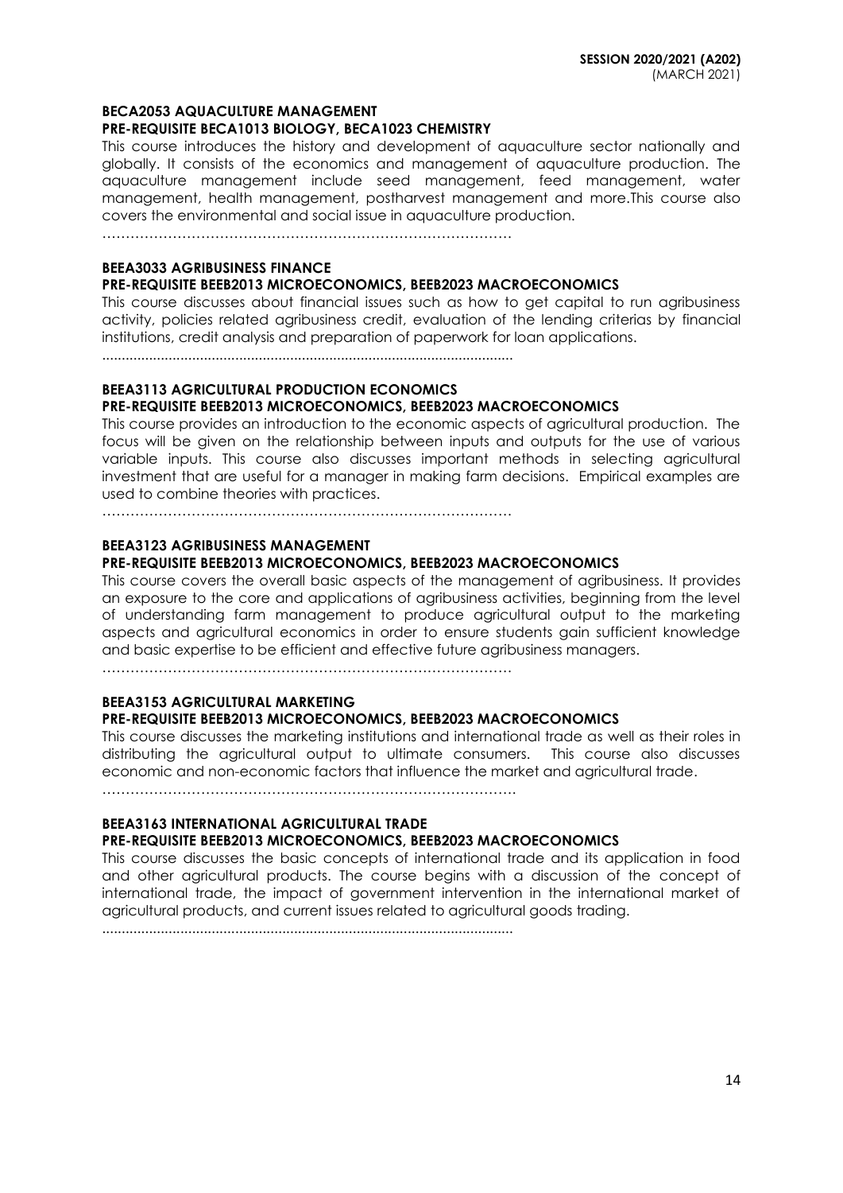**BECA2053 AQUACULTURE MANAGEMENT**
**PRE-REQUISITE BECA1013 BIOLOGY, BECA1023 CHEMISTRY**

This course introduces the history and development of aquaculture sector nationally and globally. It consists of the economics and management of aquaculture production. The aquaculture management include seed management, feed management, water management, health management, postharvest management and more.This course also covers the environmental and social issue in aquaculture production.

…………………………………………………………………………….

**BEEA3033 AGRIBUSINESS FINANCE**
**PRE-REQUISITE BEEB2013 MICROECONOMICS, BEEB2023 MACROECONOMICS**

This course discusses about financial issues such as how to get capital to run agribusiness activity, policies related agribusiness credit, evaluation of the lending criterias by financial institutions, credit analysis and preparation of paperwork for loan applications.

.......................................................................................................

**BEEA3113 AGRICULTURAL PRODUCTION ECONOMICS**
**PRE-REQUISITE BEEB2013 MICROECONOMICS, BEEB2023 MACROECONOMICS**

This course provides an introduction to the economic aspects of agricultural production. The focus will be given on the relationship between inputs and outputs for the use of various variable inputs. This course also discusses important methods in selecting agricultural investment that are useful for a manager in making farm decisions. Empirical examples are used to combine theories with practices.

…………………………………………………………………………….

**BEEA3123 AGRIBUSINESS MANAGEMENT**
**PRE-REQUISITE BEEB2013 MICROECONOMICS, BEEB2023 MACROECONOMICS**

This course covers the overall basic aspects of the management of agribusiness. It provides an exposure to the core and applications of agribusiness activities, beginning from the level of understanding farm management to produce agricultural output to the marketing aspects and agricultural economics in order to ensure students gain sufficient knowledge and basic expertise to be efficient and effective future agribusiness managers.

…………………………………………………………………………….

**BEEA3153 AGRICULTURAL MARKETING**
**PRE-REQUISITE BEEB2013 MICROECONOMICS, BEEB2023 MACROECONOMICS**

This course discusses the marketing institutions and international trade as well as their roles in distributing the agricultural output to ultimate consumers. This course also discusses economic and non-economic factors that influence the market and agricultural trade.

…………………………………………………………………………….

**BEEA3163 INTERNATIONAL AGRICULTURAL TRADE**
**PRE-REQUISITE BEEB2013 MICROECONOMICS, BEEB2023 MACROECONOMICS**

This course discusses the basic concepts of international trade and its application in food and other agricultural products. The course begins with a discussion of the concept of international trade, the impact of government intervention in the international market of agricultural products, and current issues related to agricultural goods trading.

.......................................................................................................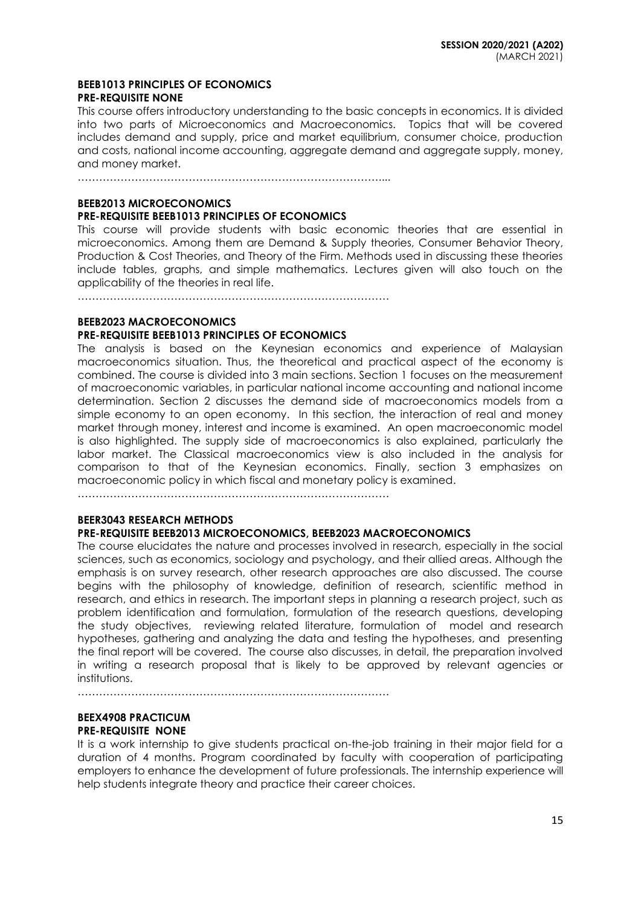**BEEB1013 PRINCIPLES OF ECONOMICS**
**PRE-REQUISITE NONE**

This course offers introductory understanding to the basic concepts in economics. It is divided into two parts of Microeconomics and Macroeconomics. Topics that will be covered includes demand and supply, price and market equilibrium, consumer choice, production and costs, national income accounting, aggregate demand and aggregate supply, money, and money market.

………………………………………………………………………….

**BEEB2013 MICROECONOMICS**
**PRE-REQUISITE BEEB1013 PRINCIPLES OF ECONOMICS**

This course will provide students with basic economic theories that are essential in microeconomics. Among them are Demand & Supply theories, Consumer Behavior Theory, Production & Cost Theories, and Theory of the Firm. Methods used in discussing these theories include tables, graphs, and simple mathematics. Lectures given will also touch on the applicability of the theories in real life.

………………………………………………………………………….

**BEEB2023 MACROECONOMICS**
**PRE-REQUISITE BEEB1013 PRINCIPLES OF ECONOMICS**

The analysis is based on the Keynesian economics and experience of Malaysian macroeconomics situation. Thus, the theoretical and practical aspect of the economy is combined. The course is divided into 3 main sections. Section 1 focuses on the measurement of macroeconomic variables, in particular national income accounting and national income determination. Section 2 discusses the demand side of macroeconomics models from a simple economy to an open economy. In this section, the interaction of real and money market through money, interest and income is examined. An open macroeconomic model is also highlighted. The supply side of macroeconomics is also explained, particularly the labor market. The Classical macroeconomics view is also included in the analysis for comparison to that of the Keynesian economics. Finally, section 3 emphasizes on macroeconomic policy in which fiscal and monetary policy is examined.

………………………………………………………………………….

**BEER3043 RESEARCH METHODS**
**PRE-REQUISITE BEEB2013 MICROECONOMICS, BEEB2023 MACROECONOMICS**

The course elucidates the nature and processes involved in research, especially in the social sciences, such as economics, sociology and psychology, and their allied areas. Although the emphasis is on survey research, other research approaches are also discussed. The course begins with the philosophy of knowledge, definition of research, scientific method in research, and ethics in research. The important steps in planning a research project, such as problem identification and formulation, formulation of the research questions, developing the study objectives, reviewing related literature, formulation of model and research hypotheses, gathering and analyzing the data and testing the hypotheses, and presenting the final report will be covered. The course also discusses, in detail, the preparation involved in writing a research proposal that is likely to be approved by relevant agencies or institutions.

………………………………………………………………………….

**BEEX4908 PRACTICUM**
**PRE-REQUISITE NONE**

It is a work internship to give students practical on-the-job training in their major field for a duration of 4 months. Program coordinated by faculty with cooperation of participating employers to enhance the development of future professionals. The internship experience will help students integrate theory and practice their career choices.